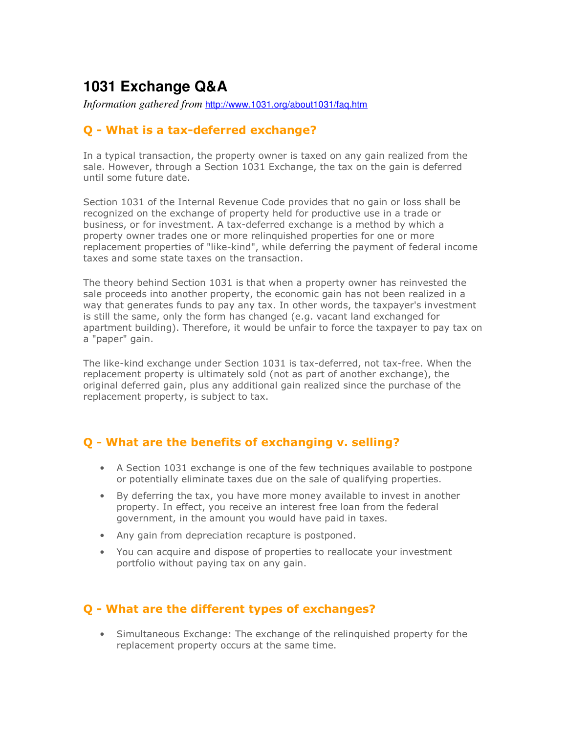# 1031 Exchange Q&A

*Information gathered from* http://www.1031.org/about1031/faq.htm

## Q - What is a tax-deferred exchange?

In a typical transaction, the property owner is taxed on any gain realized from the sale. However, through a Section 1031 Exchange, the tax on the gain is deferred until some future date.

Section 1031 of the Internal Revenue Code provides that no gain or loss shall be recognized on the exchange of property held for productive use in a trade or business, or for investment. A tax-deferred exchange is a method by which a property owner trades one or more relinquished properties for one or more replacement properties of "like-kind", while deferring the payment of federal income taxes and some state taxes on the transaction.

The theory behind Section 1031 is that when a property owner has reinvested the sale proceeds into another property, the economic gain has not been realized in a way that generates funds to pay any tax. In other words, the taxpayer's investment is still the same, only the form has changed (e.g. vacant land exchanged for apartment building). Therefore, it would be unfair to force the taxpayer to pay tax on a "paper" gain.

The like-kind exchange under Section 1031 is tax-deferred, not tax-free. When the replacement property is ultimately sold (not as part of another exchange), the original deferred gain, plus any additional gain realized since the purchase of the replacement property, is subject to tax.

## Q - What are the benefits of exchanging v. selling?

- A Section 1031 exchange is one of the few techniques available to postpone or potentially eliminate taxes due on the sale of qualifying properties.
- By deferring the tax, you have more money available to invest in another property. In effect, you receive an interest free loan from the federal government, in the amount you would have paid in taxes.
- Any gain from depreciation recapture is postponed.
- You can acquire and dispose of properties to reallocate your investment portfolio without paying tax on any gain.

## Q - What are the different types of exchanges?

- Simultaneous Exchange: The exchange of the relinquished property for the replacement property occurs at the same time.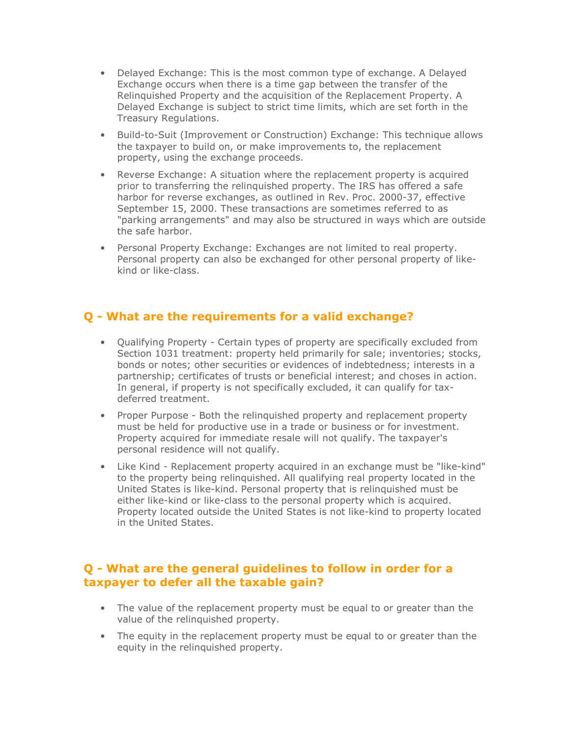- Delayed Exchange: This is the most common type of exchange. A Delayed Exchange occurs when there is a time gap between the transfer of the Relinquished Property and the acquisition of the Replacement Property. A Delayed Exchange is subject to strict time limits, which are set forth in the Treasury Regulations.
- Build-to-Suit (Improvement or Construction) Exchange: This technique allows the taxpayer to build on, or make improvements to, the replacement property, using the exchange proceeds.
- Reverse Exchange: A situation where the replacement property is acquired prior to transferring the relinquished property. The IRS has offered a safe harbor for reverse exchanges, as outlined in Rev. Proc. 2000-37, effective September 15, 2000. These transactions are sometimes referred to as "parking arrangements" and may also be structured in ways which are outside the safe harbor.
- Personal Property Exchange: Exchanges are not limited to real property. Personal property can also be exchanged for other personal property of like-kind or like-class.

## Q - What are the requirements for a valid exchange?

- Qualifying Property - Certain types of property are specifically excluded from Section 1031 treatment: property held primarily for sale; inventories; stocks, bonds or notes; other securities or evidences of indebtedness; interests in a partnership; certificates of trusts or beneficial interest; and choses in action. In general, if property is not specifically excluded, it can qualify for tax-deferred treatment.
- Proper Purpose - Both the relinquished property and replacement property must be held for productive use in a trade or business or for investment. Property acquired for immediate resale will not qualify. The taxpayer's personal residence will not qualify.
- Like Kind - Replacement property acquired in an exchange must be "like-kind" to the property being relinquished. All qualifying real property located in the United States is like-kind. Personal property that is relinquished must be either like-kind or like-class to the personal property which is acquired. Property located outside the United States is not like-kind to property located in the United States.

## Q - What are the general guidelines to follow in order for a taxpayer to defer all the taxable gain?

- The value of the replacement property must be equal to or greater than the value of the relinquished property.
- The equity in the replacement property must be equal to or greater than the equity in the relinquished property.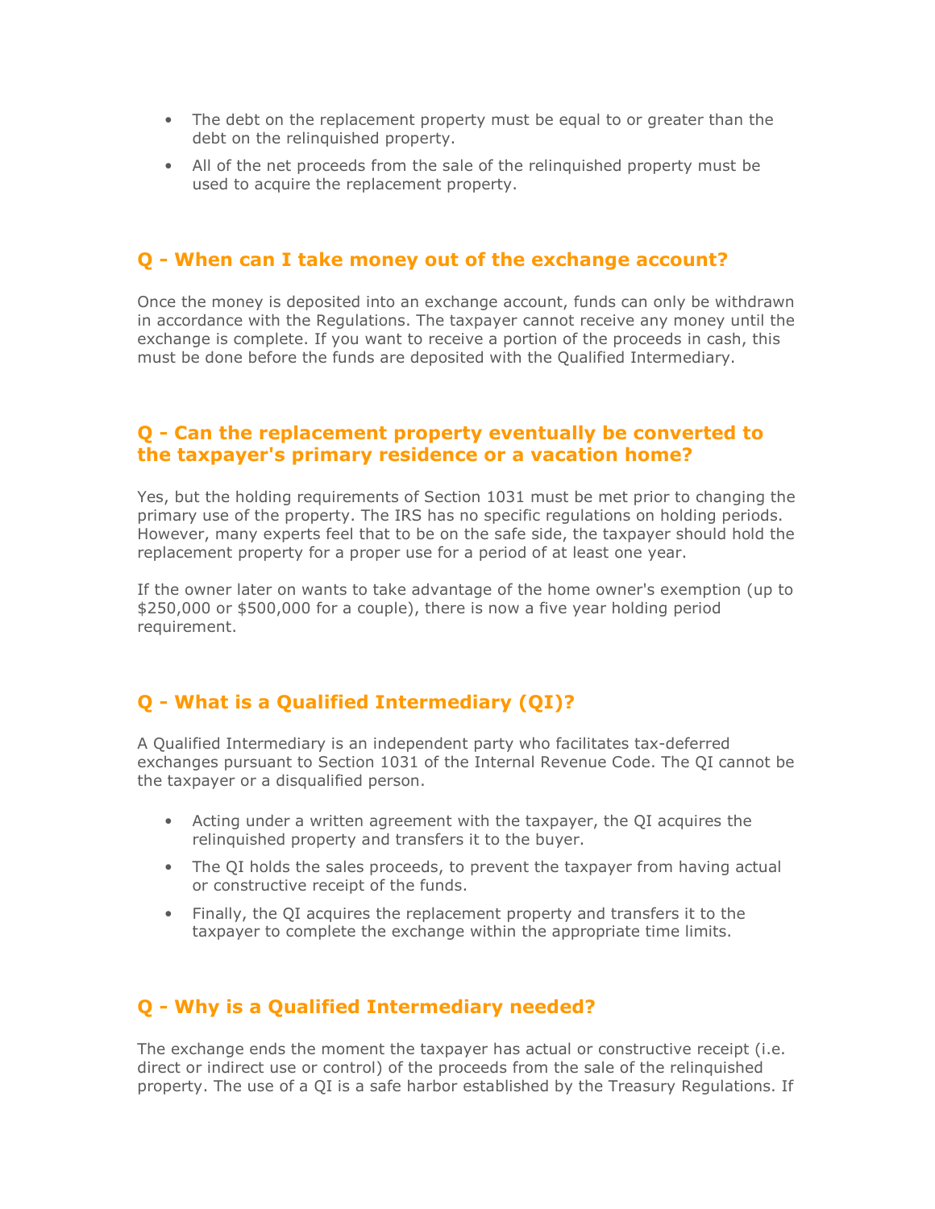- The debt on the replacement property must be equal to or greater than the debt on the relinquished property.
- All of the net proceeds from the sale of the relinquished property must be used to acquire the replacement property.

## Q - When can I take money out of the exchange account?

Once the money is deposited into an exchange account, funds can only be withdrawn in accordance with the Regulations. The taxpayer cannot receive any money until the exchange is complete. If you want to receive a portion of the proceeds in cash, this must be done before the funds are deposited with the Qualified Intermediary.

## Q - Can the replacement property eventually be converted to the taxpayer's primary residence or a vacation home?

Yes, but the holding requirements of Section 1031 must be met prior to changing the primary use of the property. The IRS has no specific regulations on holding periods. However, many experts feel that to be on the safe side, the taxpayer should hold the replacement property for a proper use for a period of at least one year.

If the owner later on wants to take advantage of the home owner's exemption (up to $250,000 or $500,000 for a couple), there is now a five year holding period requirement.

## Q - What is a Qualified Intermediary (QI)?

A Qualified Intermediary is an independent party who facilitates tax-deferred exchanges pursuant to Section 1031 of the Internal Revenue Code. The QI cannot be the taxpayer or a disqualified person.

- Acting under a written agreement with the taxpayer, the QI acquires the relinquished property and transfers it to the buyer.
- The QI holds the sales proceeds, to prevent the taxpayer from having actual or constructive receipt of the funds.
- Finally, the QI acquires the replacement property and transfers it to the taxpayer to complete the exchange within the appropriate time limits.

## Q - Why is a Qualified Intermediary needed?

The exchange ends the moment the taxpayer has actual or constructive receipt (i.e. direct or indirect use or control) of the proceeds from the sale of the relinquished property. The use of a QI is a safe harbor established by the Treasury Regulations. If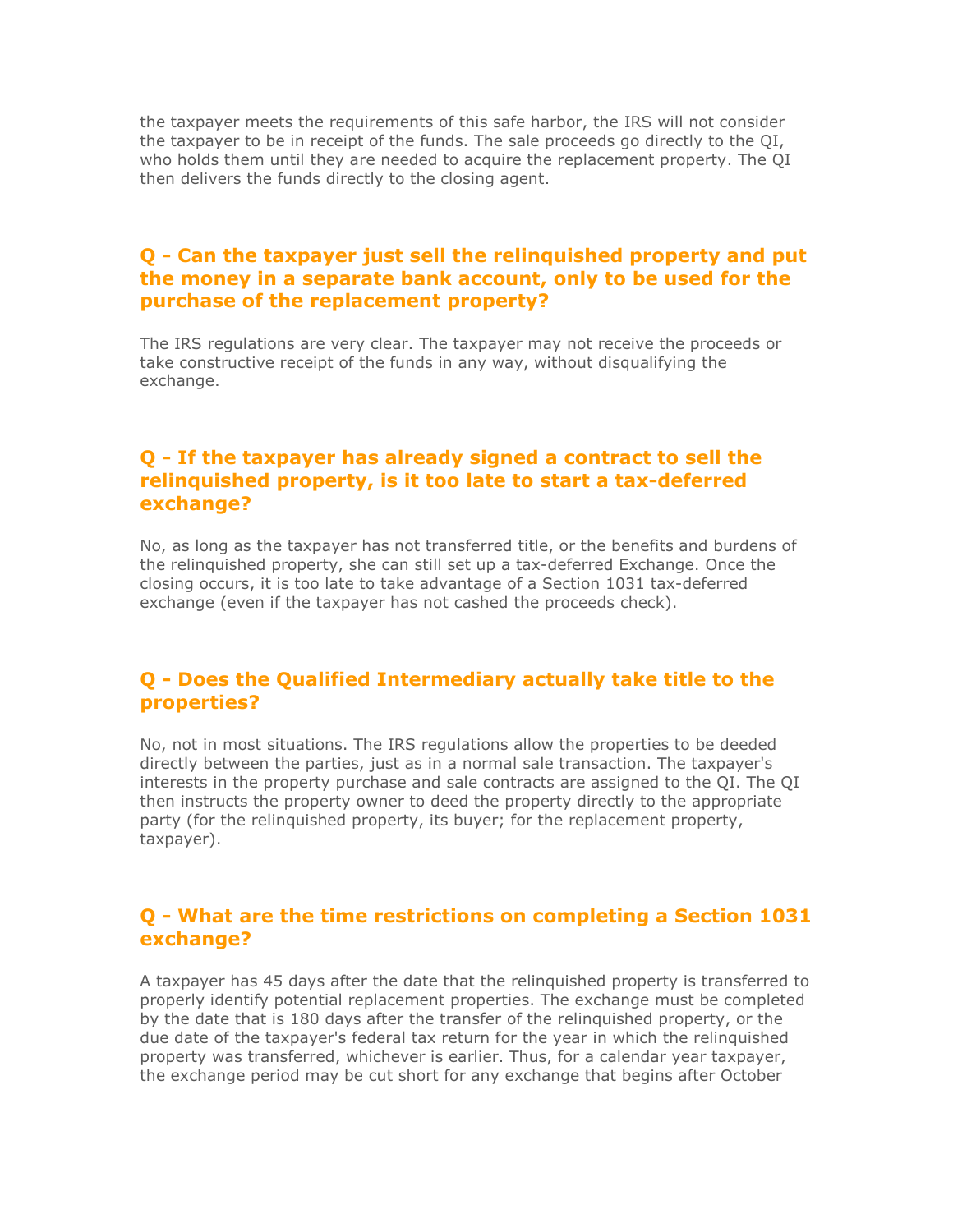the taxpayer meets the requirements of this safe harbor, the IRS will not consider the taxpayer to be in receipt of the funds. The sale proceeds go directly to the QI, who holds them until they are needed to acquire the replacement property. The QI then delivers the funds directly to the closing agent.

### Q - Can the taxpayer just sell the relinquished property and put the money in a separate bank account, only to be used for the purchase of the replacement property?

The IRS regulations are very clear. The taxpayer may not receive the proceeds or take constructive receipt of the funds in any way, without disqualifying the exchange.

### Q - If the taxpayer has already signed a contract to sell the relinquished property, is it too late to start a tax-deferred exchange?

No, as long as the taxpayer has not transferred title, or the benefits and burdens of the relinquished property, she can still set up a tax-deferred Exchange. Once the closing occurs, it is too late to take advantage of a Section 1031 tax-deferred exchange (even if the taxpayer has not cashed the proceeds check).

### Q - Does the Qualified Intermediary actually take title to the properties?

No, not in most situations. The IRS regulations allow the properties to be deeded directly between the parties, just as in a normal sale transaction. The taxpayer's interests in the property purchase and sale contracts are assigned to the QI. The QI then instructs the property owner to deed the property directly to the appropriate party (for the relinquished property, its buyer; for the replacement property, taxpayer).

### Q - What are the time restrictions on completing a Section 1031 exchange?

A taxpayer has 45 days after the date that the relinquished property is transferred to properly identify potential replacement properties. The exchange must be completed by the date that is 180 days after the transfer of the relinquished property, or the due date of the taxpayer's federal tax return for the year in which the relinquished property was transferred, whichever is earlier. Thus, for a calendar year taxpayer, the exchange period may be cut short for any exchange that begins after October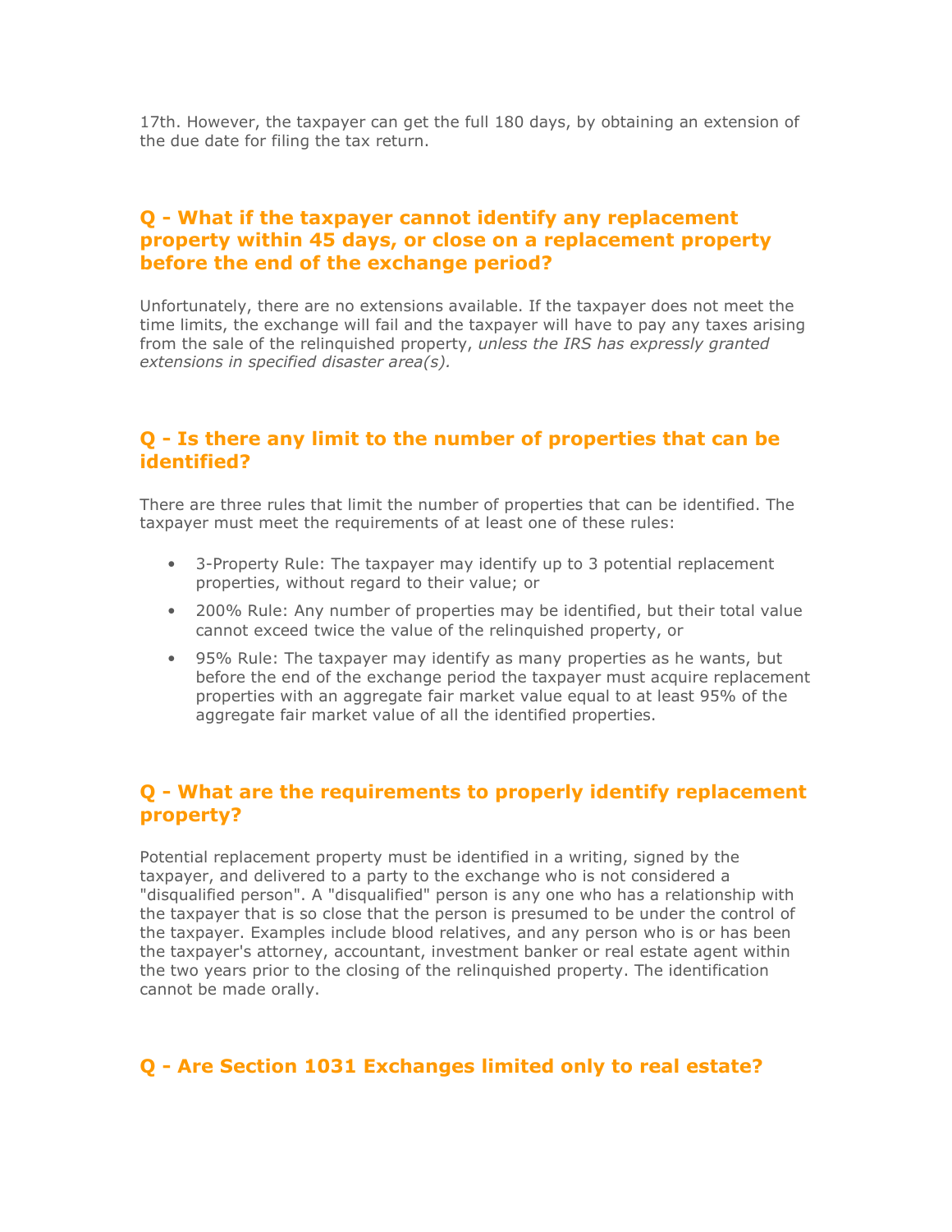17th. However, the taxpayer can get the full 180 days, by obtaining an extension of the due date for filing the tax return.

## Q - What if the taxpayer cannot identify any replacement property within 45 days, or close on a replacement property before the end of the exchange period?

Unfortunately, there are no extensions available. If the taxpayer does not meet the time limits, the exchange will fail and the taxpayer will have to pay any taxes arising from the sale of the relinquished property, *unless the IRS has expressly granted extensions in specified disaster area(s).*

## Q - Is there any limit to the number of properties that can be identified?

There are three rules that limit the number of properties that can be identified. The taxpayer must meet the requirements of at least one of these rules:

- 3-Property Rule: The taxpayer may identify up to 3 potential replacement properties, without regard to their value; or
- 200% Rule: Any number of properties may be identified, but their total value cannot exceed twice the value of the relinquished property, or
- 95% Rule: The taxpayer may identify as many properties as he wants, but before the end of the exchange period the taxpayer must acquire replacement properties with an aggregate fair market value equal to at least 95% of the aggregate fair market value of all the identified properties.

## Q - What are the requirements to properly identify replacement property?

Potential replacement property must be identified in a writing, signed by the taxpayer, and delivered to a party to the exchange who is not considered a "disqualified person". A "disqualified" person is any one who has a relationship with the taxpayer that is so close that the person is presumed to be under the control of the taxpayer. Examples include blood relatives, and any person who is or has been the taxpayer's attorney, accountant, investment banker or real estate agent within the two years prior to the closing of the relinquished property. The identification cannot be made orally.

## Q - Are Section 1031 Exchanges limited only to real estate?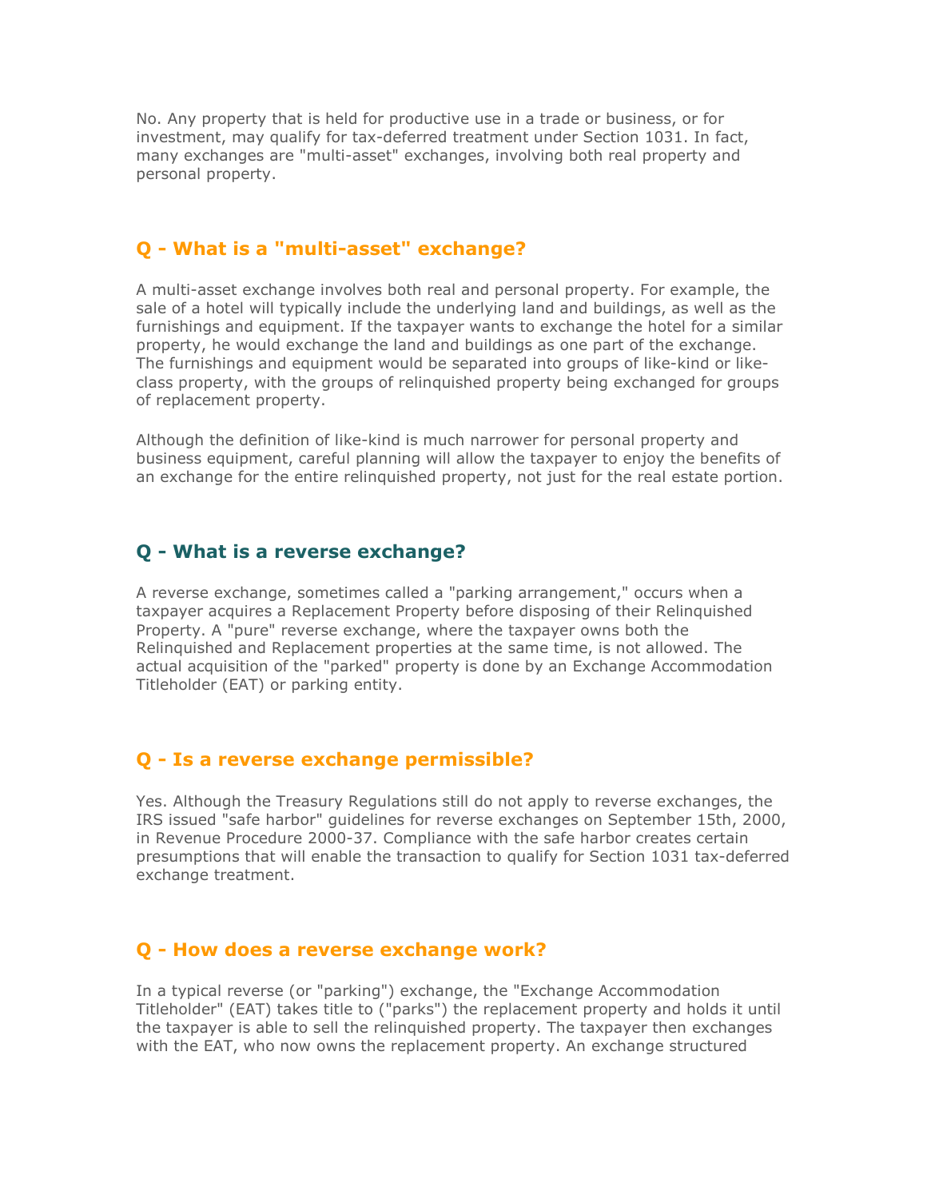No. Any property that is held for productive use in a trade or business, or for investment, may qualify for tax-deferred treatment under Section 1031. In fact, many exchanges are "multi-asset" exchanges, involving both real property and personal property.

## Q - What is a "multi-asset" exchange?

A multi-asset exchange involves both real and personal property. For example, the sale of a hotel will typically include the underlying land and buildings, as well as the furnishings and equipment. If the taxpayer wants to exchange the hotel for a similar property, he would exchange the land and buildings as one part of the exchange. The furnishings and equipment would be separated into groups of like-kind or like-class property, with the groups of relinquished property being exchanged for groups of replacement property.

Although the definition of like-kind is much narrower for personal property and business equipment, careful planning will allow the taxpayer to enjoy the benefits of an exchange for the entire relinquished property, not just for the real estate portion.

## Q - What is a reverse exchange?

A reverse exchange, sometimes called a "parking arrangement," occurs when a taxpayer acquires a Replacement Property before disposing of their Relinquished Property. A "pure" reverse exchange, where the taxpayer owns both the Relinquished and Replacement properties at the same time, is not allowed. The actual acquisition of the "parked" property is done by an Exchange Accommodation Titleholder (EAT) or parking entity.

## Q - Is a reverse exchange permissible?

Yes. Although the Treasury Regulations still do not apply to reverse exchanges, the IRS issued "safe harbor" guidelines for reverse exchanges on September 15th, 2000, in Revenue Procedure 2000-37. Compliance with the safe harbor creates certain presumptions that will enable the transaction to qualify for Section 1031 tax-deferred exchange treatment.

## Q - How does a reverse exchange work?

In a typical reverse (or "parking") exchange, the "Exchange Accommodation Titleholder" (EAT) takes title to ("parks") the replacement property and holds it until the taxpayer is able to sell the relinquished property. The taxpayer then exchanges with the EAT, who now owns the replacement property. An exchange structured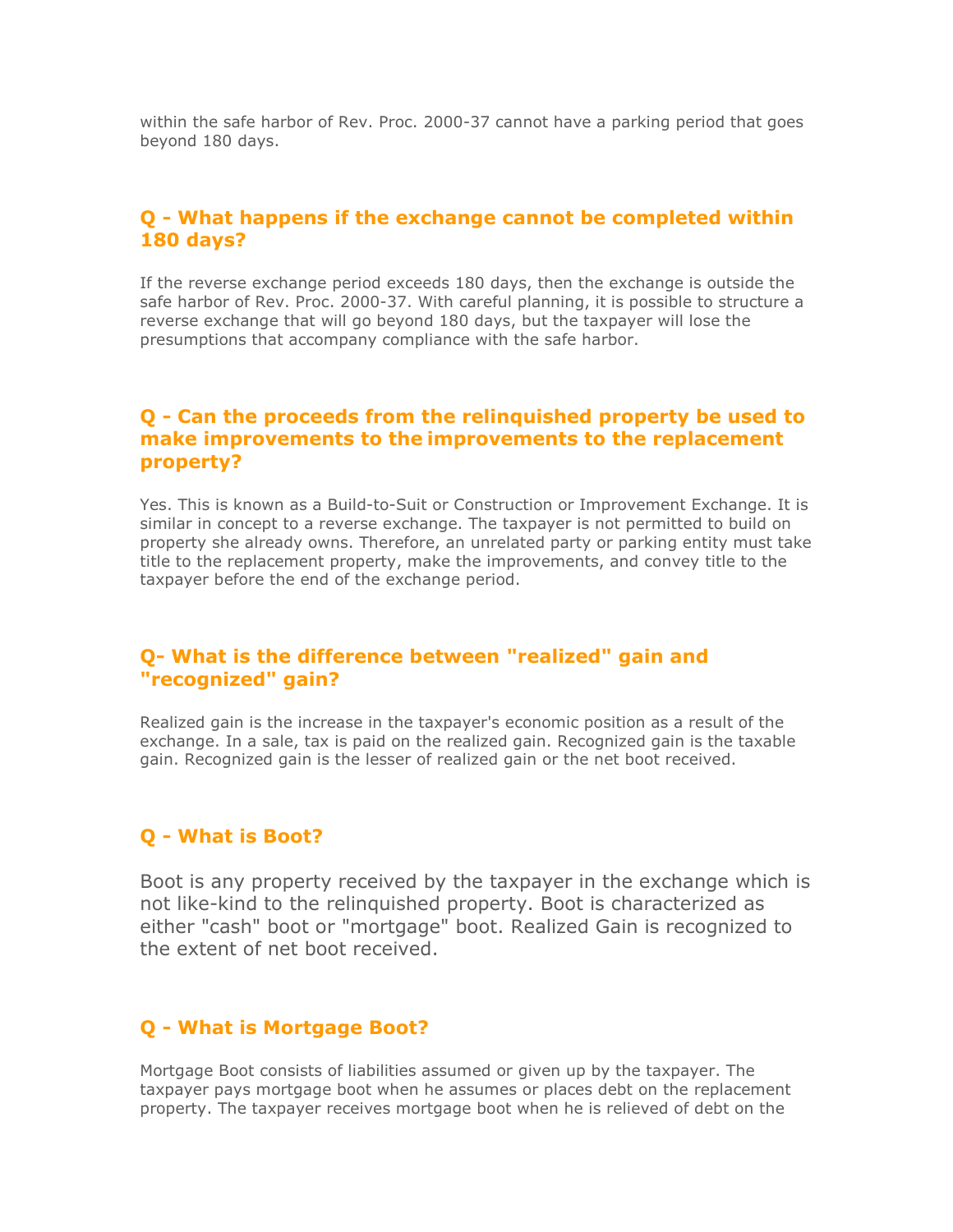within the safe harbor of Rev. Proc. 2000-37 cannot have a parking period that goes beyond 180 days.

## Q - What happens if the exchange cannot be completed within 180 days?

If the reverse exchange period exceeds 180 days, then the exchange is outside the safe harbor of Rev. Proc. 2000-37. With careful planning, it is possible to structure a reverse exchange that will go beyond 180 days, but the taxpayer will lose the presumptions that accompany compliance with the safe harbor.

## Q - Can the proceeds from the relinquished property be used to make improvements to the improvements to the replacement property?

Yes. This is known as a Build-to-Suit or Construction or Improvement Exchange. It is similar in concept to a reverse exchange. The taxpayer is not permitted to build on property she already owns. Therefore, an unrelated party or parking entity must take title to the replacement property, make the improvements, and convey title to the taxpayer before the end of the exchange period.

## Q- What is the difference between "realized" gain and "recognized" gain?

Realized gain is the increase in the taxpayer's economic position as a result of the exchange. In a sale, tax is paid on the realized gain. Recognized gain is the taxable gain. Recognized gain is the lesser of realized gain or the net boot received.

## Q - What is Boot?

Boot is any property received by the taxpayer in the exchange which is not like-kind to the relinquished property. Boot is characterized as either "cash" boot or "mortgage" boot. Realized Gain is recognized to the extent of net boot received.

## Q - What is Mortgage Boot?

Mortgage Boot consists of liabilities assumed or given up by the taxpayer. The taxpayer pays mortgage boot when he assumes or places debt on the replacement property. The taxpayer receives mortgage boot when he is relieved of debt on the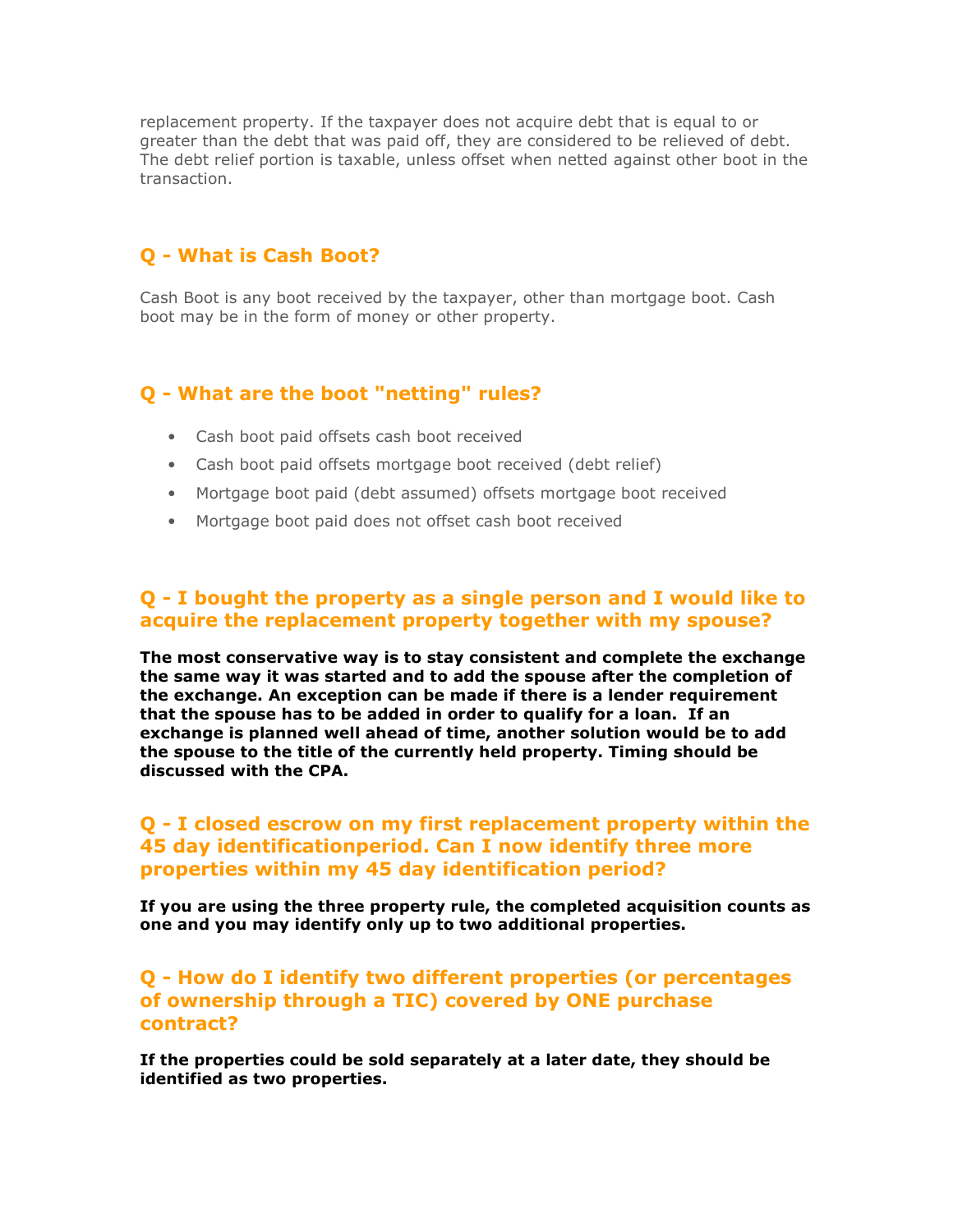replacement property. If the taxpayer does not acquire debt that is equal to or greater than the debt that was paid off, they are considered to be relieved of debt. The debt relief portion is taxable, unless offset when netted against other boot in the transaction.

## Q - What is Cash Boot?

Cash Boot is any boot received by the taxpayer, other than mortgage boot. Cash boot may be in the form of money or other property.

## Q - What are the boot "netting" rules?

- Cash boot paid offsets cash boot received
- Cash boot paid offsets mortgage boot received (debt relief)
- Mortgage boot paid (debt assumed) offsets mortgage boot received
- Mortgage boot paid does not offset cash boot received

## Q - I bought the property as a single person and I would like to acquire the replacement property together with my spouse?

**The most conservative way is to stay consistent and complete the exchange the same way it was started and to add the spouse after the completion of the exchange. An exception can be made if there is a lender requirement that the spouse has to be added in order to qualify for a loan. If an exchange is planned well ahead of time, another solution would be to add the spouse to the title of the currently held property. Timing should be discussed with the CPA.**

## Q - I closed escrow on my first replacement property within the 45 day identificationperiod. Can I now identify three more properties within my 45 day identification period?

**If you are using the three property rule, the completed acquisition counts as one and you may identify only up to two additional properties.**

## Q - How do I identify two different properties (or percentages of ownership through a TIC) covered by ONE purchase contract?

**If the properties could be sold separately at a later date, they should be identified as two properties.**